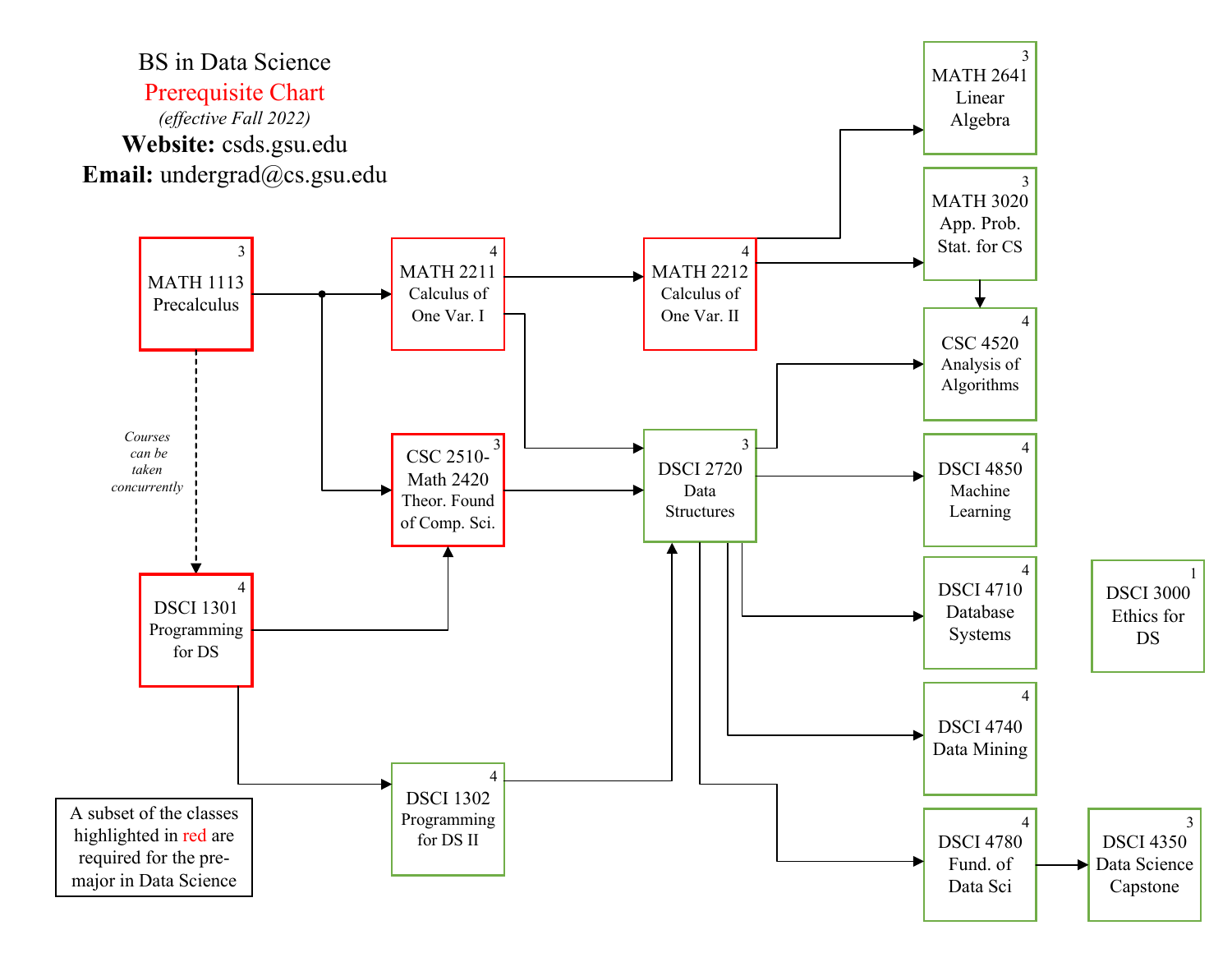# BS in Data Science

## Prerequisite Chart

*(effective Fall 2022)*

**Website:** csds.gsu.edu

**Email:** undergrad@cs.gsu.edu

| Course | Credits | Prerequisites / Leads to |
| --- | --- | --- |
| MATH 1113 Precalculus | 3 | Leads to MATH 2211, CSC 2510-Math 2420; DSCI 1301 (Courses can be taken concurrently) |
| MATH 2211 Calculus of One Var. I | 4 | Leads to MATH 2212, DSCI 2720 |
| MATH 2212 Calculus of One Var. II | 4 | Leads to MATH 2641, MATH 3020 |
| CSC 2510-Math 2420 Theor. Found of Comp. Sci. | 3 | Leads to DSCI 2720 |
| DSCI 1301 Programming for DS | 4 | Leads to CSC 2510-Math 2420, DSCI 1302 |
| DSCI 1302 Programming for DS II | 4 | Leads to DSCI 2720 |
| DSCI 2720 Data Structures | 3 | Leads to CSC 4520, DSCI 4850, DSCI 4710, DSCI 4740, DSCI 4780 |
| MATH 2641 Linear Algebra | 3 | |
| MATH 3020 App. Prob. Stat. for CS | 3 | Leads to CSC 4520 |
| CSC 4520 Analysis of Algorithms | 4 | |
| DSCI 4850 Machine Learning | 4 | |
| DSCI 4710 Database Systems | 4 | |
| DSCI 4740 Data Mining | 4 | |
| DSCI 4780 Fund. of Data Sci | 4 | Leads to DSCI 4350 |
| DSCI 4350 Data Science Capstone | 3 | |
| DSCI 3000 Ethics for DS | 1 | |

*Courses can be taken concurrently*

A subset of the classes highlighted in red are required for the pre-major in Data Science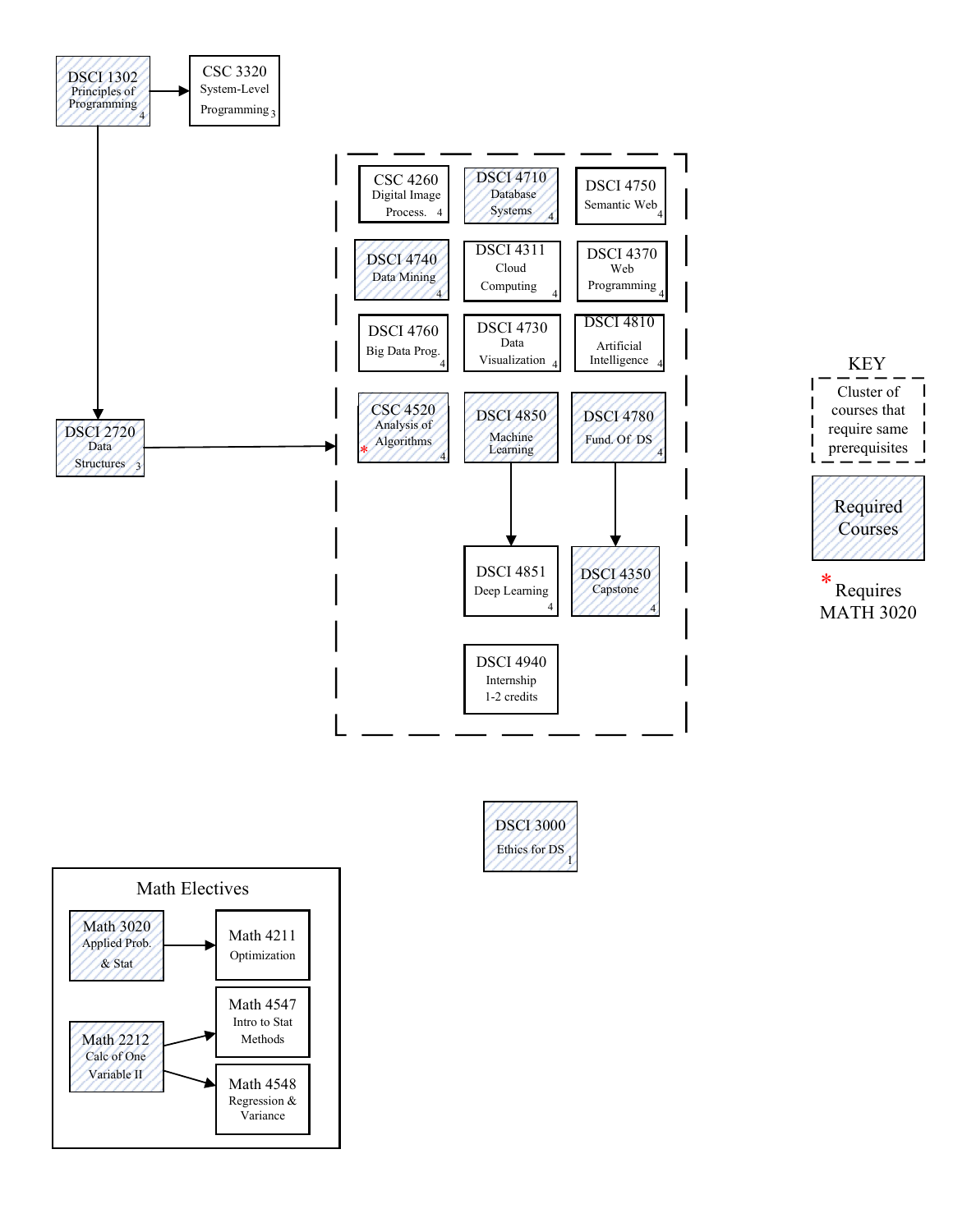DSCI 1302
Principles of Programming
4

CSC 3320
System-Level Programming
3

DSCI 2720
Data Structures
3

CSC 4260
Digital Image Process.
4

DSCI 4710
Database Systems
4

DSCI 4750
Semantic Web
4

DSCI 4740
Data Mining
4

DSCI 4311
Cloud Computing
4

DSCI 4370
Web Programming
4

DSCI 4760
Big Data Prog.
4

DSCI 4730
Data Visualization
4

DSCI 4810
Artificial Intelligence
4

CSC 4520
Analysis of Algorithms
*
4

DSCI 4850
Machine Learning

DSCI 4780
Fund. Of DS
4

DSCI 4851
Deep Learning
4

DSCI 4350
Capstone
4

DSCI 4940
Internship
1-2 credits

DSCI 3000
Ethics for DS
1

KEY

Cluster of courses that require same prerequisites

Required Courses

* Requires MATH 3020

Math Electives

Math 3020
Applied Prob. & Stat

Math 4211
Optimization

Math 2212
Calc of One Variable II

Math 4547
Intro to Stat Methods

Math 4548
Regression & Variance